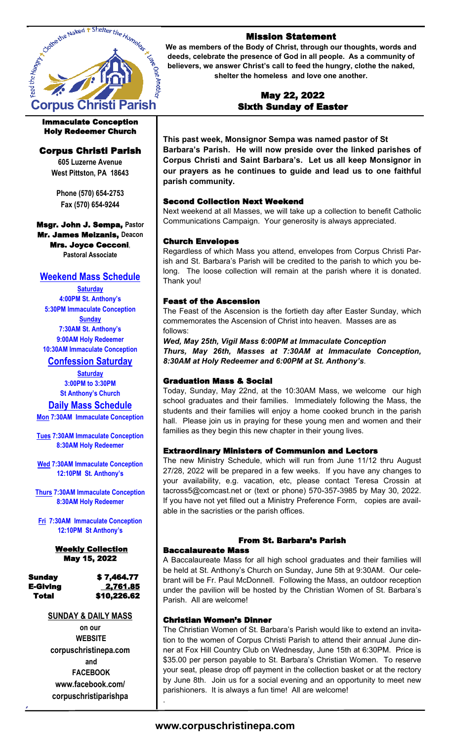# Corpus Christi Parish

Feed the Hungry + Clothe the Naked + Shelter the Homeless + Love One Another

### Immaculate Conception
### Holy Redeemer Church

## Corpus Christi Parish

**605 Luzerne Avenue**
**West Pittston, PA 18643**

**Phone (570) 654-2753**
**Fax (570) 654-9244**

**Msgr. John J. Sempa,** Pastor
**Mr. James Meizanis,** Deacon
**Mrs. Joyce Cecconi**, Pastoral Associate

### Weekend Mass Schedule

**Saturday**
4:00PM St. Anthony's
5:30PM Immaculate Conception

**Sunday**
7:30AM St. Anthony's
9:00AM Holy Redeemer
10:30AM Immaculate Conception

### Confession Saturday

**Saturday**
3:00PM to 3:30PM
St Anthony's Church

### Daily Mass Schedule

**Mon** 7:30AM Immaculate Conception

**Tues** 7:30AM Immaculate Conception
8:30AM Holy Redeemer

**Wed** 7:30AM Immaculate Conception
12:10PM St. Anthony's

**Thurs** 7:30AM Immaculate Conception
8:30AM Holy Redeemer

**Fri** 7:30AM Immaculate Conception
12:10PM St Anthony's

### Weekly Collection
### May 15, 2022

| | |
|---|---|
| Sunday | $ 7,464.77 |
| E-Giving | 2,761.85 |
| Total | $10,226.62 |

**SUNDAY & DAILY MASS**
on our
**WEBSITE**
corpuschristinepa.com
and
**FACEBOOK**
www.facebook.com/corpuschristiparishpa

## Mission Statement

**We as members of the Body of Christ, through our thoughts, words and deeds, celebrate the presence of God in all people. As a community of believers, we answer Christ's call to feed the hungry, clothe the naked, shelter the homeless and love one another.**

## May 22, 2022
## Sixth Sunday of Easter

**This past week, Monsignor Sempa was named pastor of St Barbara's Parish. He will now preside over the linked parishes of Corpus Christi and Saint Barbara's. Let us all keep Monsignor in our prayers as he continues to guide and lead us to one faithful parish community.**

### Second Collection Next Weekend

Next weekend at all Masses, we will take up a collection to benefit Catholic Communications Campaign. Your generosity is always appreciated.

### Church Envelopes

Regardless of which Mass you attend, envelopes from Corpus Christi Parish and St. Barbara's Parish will be credited to the parish to which you belong. The loose collection will remain at the parish where it is donated. Thank you!

### Feast of the Ascension

The Feast of the Ascension is the fortieth day after Easter Sunday, which commemorates the Ascension of Christ into heaven. Masses are as follows:

***Wed, May 25th, Vigil Mass 6:00PM at Immaculate Conception***
***Thurs, May 26th, Masses at 7:30AM at Immaculate Conception, 8:30AM at Holy Redeemer and 6:00PM at St. Anthony's***.

### Graduation Mass & Social

Today, Sunday, May 22nd, at the 10:30AM Mass, we welcome our high school graduates and their families. Immediately following the Mass, the students and their families will enjoy a home cooked brunch in the parish hall. Please join us in praying for these young men and women and their families as they begin this new chapter in their young lives.

### Extraordinary Ministers of Communion and Lectors

The new Ministry Schedule, which will run from June 11/12 thru August 27/28, 2022 will be prepared in a few weeks. If you have any changes to your availability, e.g. vacation, etc, please contact Teresa Crossin at tacross5@comcast.net or (text or phone) 570-357-3985 by May 30, 2022. If you have not yet filled out a Ministry Preference Form, copies are available in the sacristies or the parish offices.

## From St. Barbara's Parish

### Baccalaureate Mass

A Baccalaureate Mass for all high school graduates and their families will be held at St. Anthony's Church on Sunday, June 5th at 9:30AM. Our celebrant will be Fr. Paul McDonnell. Following the Mass, an outdoor reception under the pavilion will be hosted by the Christian Women of St. Barbara's Parish. All are welcome!

### Christian Women's Dinner

The Christian Women of St. Barbara's Parish would like to extend an invitation to the women of Corpus Christi Parish to attend their annual June dinner at Fox Hill Country Club on Wednesday, June 15th at 6:30PM. Price is $35.00 per person payable to St. Barbara's Christian Women. To reserve your seat, please drop off payment in the collection basket or at the rectory by June 8th. Join us for a social evening and an opportunity to meet new parishioners. It is always a fun time! All are welcome!

**www.corpuschristinepa.com**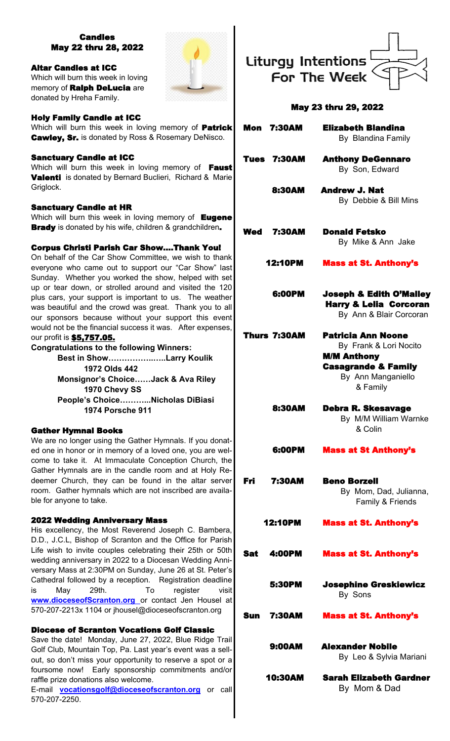## Candles
### May 22 thru 28, 2022

**Altar Candles at ICC**
Which will burn this week in loving memory of **Ralph DeLucia** are donated by Hreha Family.

**Holy Family Candle at ICC**
Which will burn this week in loving memory of **Patrick Cawley, Sr.** is donated by Ross & Rosemary DeNisco.

**Sanctuary Candle at ICC**
Which will burn this week in loving memory of **Faust Valenti** is donated by Bernard Buclieri, Richard & Marie Griglock.

**Sanctuary Candle at HR**
Which will burn this week in loving memory of **Eugene Brady** is donated by his wife, children & grandchildren.

**Corpus Christi Parish Car Show….Thank You!**
On behalf of the Car Show Committee, we wish to thank everyone who came out to support our "Car Show" last Sunday. Whether you worked the show, helped with set up or tear down, or strolled around and visited the 120 plus cars, your support is important to us. The weather was beautiful and the crowd was great. Thank you to all our sponsors because without your support this event would not be the financial success it was. After expenses, our profit is **$5,757.05.**

**Congratulations to the following Winners:**

**Best in Show………………..Larry Koulik**
**1972 Olds 442**
**Monsignor's Choice……Jack & Ava Riley**
**1970 Chevy SS**
**People's Choice………...Nicholas DiBiasi**
**1974 Porsche 911**

**Gather Hymnal Books**
We are no longer using the Gather Hymnals. If you donated one in honor or in memory of a loved one, you are welcome to take it. At Immaculate Conception Church, the Gather Hymnals are in the candle room and at Holy Redeemer Church, they can be found in the altar server room. Gather hymnals which are not inscribed are available for anyone to take.

**2022 Wedding Anniversary Mass**
His excellency, the Most Reverend Joseph C. Bambera, D.D., J.C.L, Bishop of Scranton and the Office for Parish Life wish to invite couples celebrating their 25th or 50th wedding anniversary in 2022 to a Diocesan Wedding Anniversary Mass at 2:30PM on Sunday, June 26 at St. Peter's Cathedral followed by a reception. Registration deadline is May 29th. To register visit **www.dioceseofScranton.org** or contact Jen Housel at 570-207-2213x 1104 or jhousel@dioceseofscranton.org

**Diocese of Scranton Vocations Golf Classic**
Save the date! Monday, June 27, 2022, Blue Ridge Trail Golf Club, Mountain Top, Pa. Last year's event was a sell-out, so don't miss your opportunity to reserve a spot or a foursome now! Early sponsorship commitments and/or raffle prize donations also welcome.
E-mail **vocationsgolf@dioceseofscranton.org** or call 570-207-2250.

## Liturgy Intentions For The Week
### May 23 thru 29, 2022

| | | |
|---|---|---|
| **Mon** | **7:30AM** | **Elizabeth Blandina** By Blandina Family |
| **Tues** | **7:30AM** | **Anthony DeGennaro** By Son, Edward |
| | **8:30AM** | **Andrew J. Nat** By Debbie & Bill Mins |
| **Wed** | **7:30AM** | **Donald Fetsko** By Mike & Ann Jake |
| | **12:10PM** | **Mass at St. Anthony's** |
| | **6:00PM** | **Joseph & Edith O'Malley** **Harry & Lelia Corcoran** By Ann & Blair Corcoran |
| **Thurs** | **7:30AM** | **Patricia Ann Noone** By Frank & Lori Nocito **M/M Anthony Casagrande & Family** By Ann Manganiello & Family |
| | **8:30AM** | **Debra R. Skesavage** By M/M William Warnke & Colin |
| | **6:00PM** | **Mass at St Anthony's** |
| **Fri** | **7:30AM** | **Beno Borzell** By Mom, Dad, Julianna, Family & Friends |
| | **12:10PM** | **Mass at St. Anthony's** |
| **Sat** | **4:00PM** | **Mass at St. Anthony's** |
| | **5:30PM** | **Josephine Greskiewicz** By Sons |
| **Sun** | **7:30AM** | **Mass at St. Anthony's** |
| | **9:00AM** | **Alexander Nobile** By Leo & Sylvia Mariani |
| | **10:30AM** | **Sarah Elizabeth Gardner** By Mom & Dad |